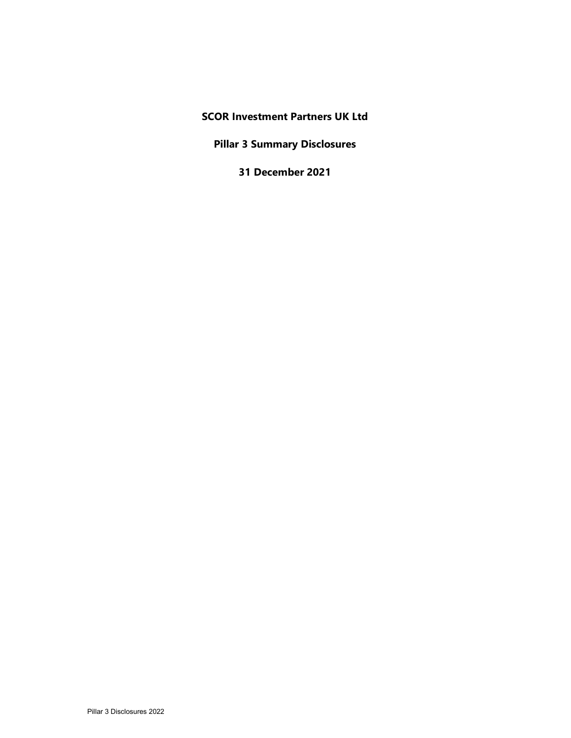# SCOR Investment Partners UK Ltd

## Pillar 3 Summary Disclosures

## 31 December 2021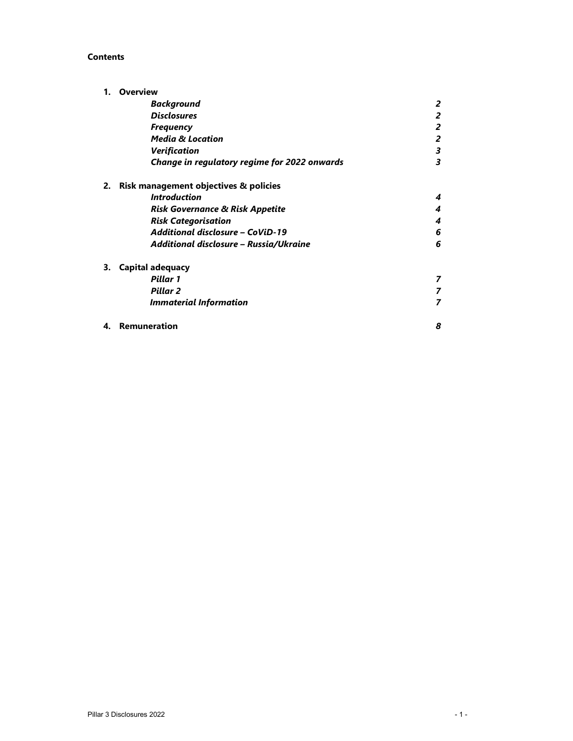**Contents**

1. **Overview**

| | |
|---|---|
| ***Background*** | ***2*** |
| ***Disclosures*** | ***2*** |
| ***Frequency*** | ***2*** |
| ***Media & Location*** | ***2*** |
| ***Verification*** | ***3*** |
| ***Change in regulatory regime for 2022 onwards*** | ***3*** |

2. **Risk management objectives & policies**

| | |
|---|---|
| ***Introduction*** | ***4*** |
| ***Risk Governance & Risk Appetite*** | ***4*** |
| ***Risk Categorisation*** | ***4*** |
| ***Additional disclosure – CoViD-19*** | ***6*** |
| ***Additional disclosure – Russia/Ukraine*** | ***6*** |

3. **Capital adequacy**

| | |
|---|---|
| ***Pillar 1*** | ***7*** |
| ***Pillar 2*** | ***7*** |
| ***Immaterial Information*** | ***7*** |

4. **Remuneration** ***8***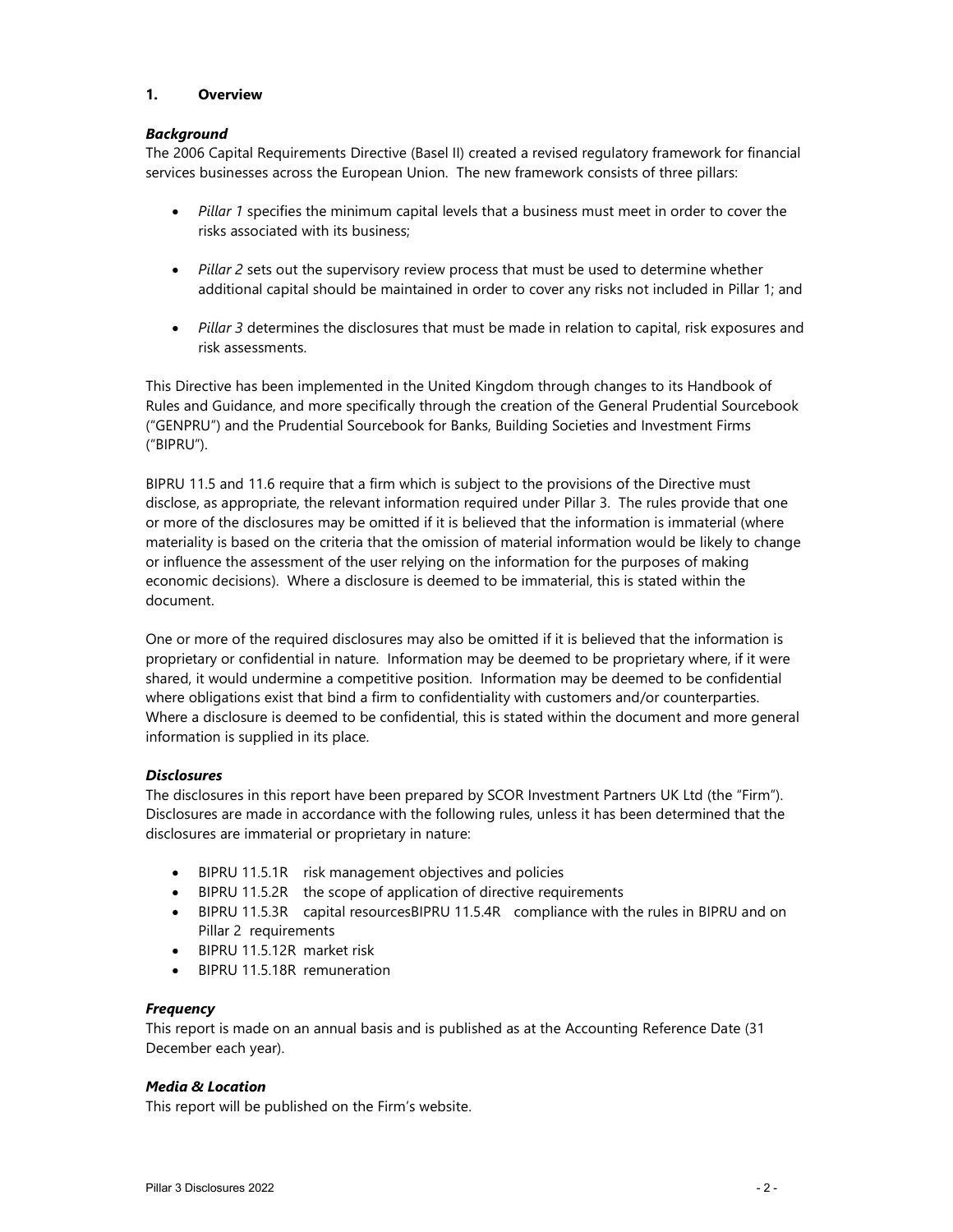## 1. Overview

### *Background*

The 2006 Capital Requirements Directive (Basel II) created a revised regulatory framework for financial services businesses across the European Union. The new framework consists of three pillars:

- *Pillar 1* specifies the minimum capital levels that a business must meet in order to cover the risks associated with its business;
- *Pillar 2* sets out the supervisory review process that must be used to determine whether additional capital should be maintained in order to cover any risks not included in Pillar 1; and
- *Pillar 3* determines the disclosures that must be made in relation to capital, risk exposures and risk assessments.

This Directive has been implemented in the United Kingdom through changes to its Handbook of Rules and Guidance, and more specifically through the creation of the General Prudential Sourcebook ("GENPRU") and the Prudential Sourcebook for Banks, Building Societies and Investment Firms ("BIPRU").

BIPRU 11.5 and 11.6 require that a firm which is subject to the provisions of the Directive must disclose, as appropriate, the relevant information required under Pillar 3. The rules provide that one or more of the disclosures may be omitted if it is believed that the information is immaterial (where materiality is based on the criteria that the omission of material information would be likely to change or influence the assessment of the user relying on the information for the purposes of making economic decisions). Where a disclosure is deemed to be immaterial, this is stated within the document.

One or more of the required disclosures may also be omitted if it is believed that the information is proprietary or confidential in nature. Information may be deemed to be proprietary where, if it were shared, it would undermine a competitive position. Information may be deemed to be confidential where obligations exist that bind a firm to confidentiality with customers and/or counterparties. Where a disclosure is deemed to be confidential, this is stated within the document and more general information is supplied in its place.

### *Disclosures*

The disclosures in this report have been prepared by SCOR Investment Partners UK Ltd (the "Firm"). Disclosures are made in accordance with the following rules, unless it has been determined that the disclosures are immaterial or proprietary in nature:

- BIPRU 11.5.1R risk management objectives and policies
- BIPRU 11.5.2R the scope of application of directive requirements
- BIPRU 11.5.3R capital resourcesBIPRU 11.5.4R compliance with the rules in BIPRU and on Pillar 2 requirements
- BIPRU 11.5.12R market risk
- BIPRU 11.5.18R remuneration

### *Frequency*

This report is made on an annual basis and is published as at the Accounting Reference Date (31 December each year).

### *Media & Location*

This report will be published on the Firm's website.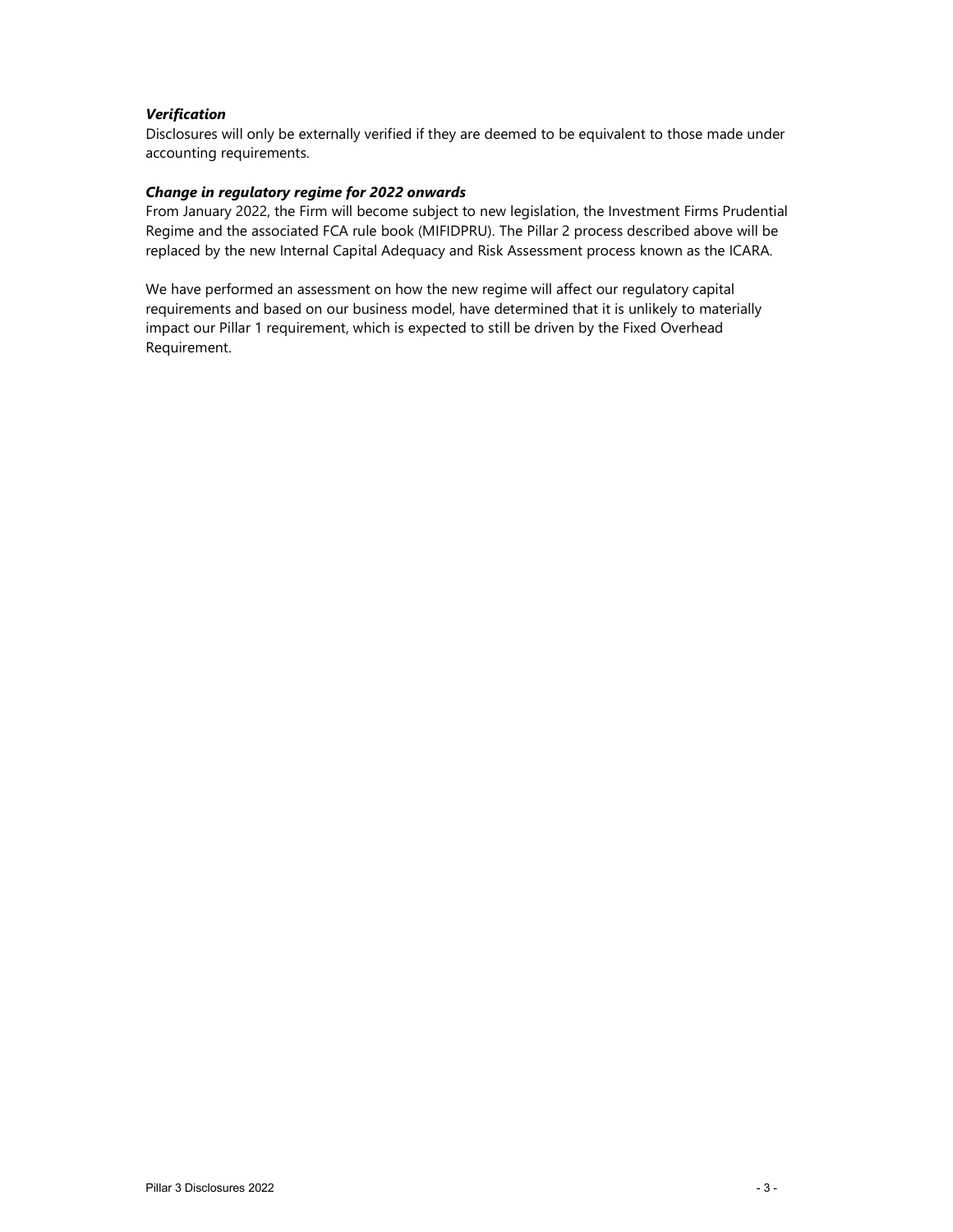***Verification***

Disclosures will only be externally verified if they are deemed to be equivalent to those made under accounting requirements.

***Change in regulatory regime for 2022 onwards***

From January 2022, the Firm will become subject to new legislation, the Investment Firms Prudential Regime and the associated FCA rule book (MIFIDPRU). The Pillar 2 process described above will be replaced by the new Internal Capital Adequacy and Risk Assessment process known as the ICARA.

We have performed an assessment on how the new regime will affect our regulatory capital requirements and based on our business model, have determined that it is unlikely to materially impact our Pillar 1 requirement, which is expected to still be driven by the Fixed Overhead Requirement.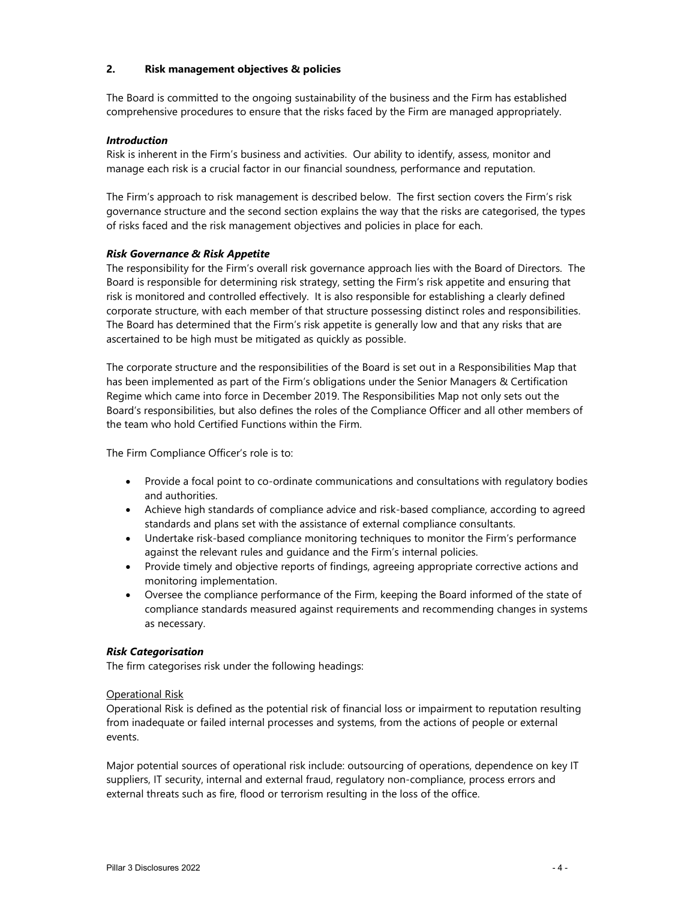## 2. Risk management objectives & policies

The Board is committed to the ongoing sustainability of the business and the Firm has established comprehensive procedures to ensure that the risks faced by the Firm are managed appropriately.

### *Introduction*

Risk is inherent in the Firm's business and activities. Our ability to identify, assess, monitor and manage each risk is a crucial factor in our financial soundness, performance and reputation.

The Firm's approach to risk management is described below. The first section covers the Firm's risk governance structure and the second section explains the way that the risks are categorised, the types of risks faced and the risk management objectives and policies in place for each.

### *Risk Governance & Risk Appetite*

The responsibility for the Firm's overall risk governance approach lies with the Board of Directors. The Board is responsible for determining risk strategy, setting the Firm's risk appetite and ensuring that risk is monitored and controlled effectively. It is also responsible for establishing a clearly defined corporate structure, with each member of that structure possessing distinct roles and responsibilities. The Board has determined that the Firm's risk appetite is generally low and that any risks that are ascertained to be high must be mitigated as quickly as possible.

The corporate structure and the responsibilities of the Board is set out in a Responsibilities Map that has been implemented as part of the Firm's obligations under the Senior Managers & Certification Regime which came into force in December 2019. The Responsibilities Map not only sets out the Board's responsibilities, but also defines the roles of the Compliance Officer and all other members of the team who hold Certified Functions within the Firm.

The Firm Compliance Officer's role is to:

- Provide a focal point to co-ordinate communications and consultations with regulatory bodies and authorities.
- Achieve high standards of compliance advice and risk-based compliance, according to agreed standards and plans set with the assistance of external compliance consultants.
- Undertake risk-based compliance monitoring techniques to monitor the Firm's performance against the relevant rules and guidance and the Firm's internal policies.
- Provide timely and objective reports of findings, agreeing appropriate corrective actions and monitoring implementation.
- Oversee the compliance performance of the Firm, keeping the Board informed of the state of compliance standards measured against requirements and recommending changes in systems as necessary.

### *Risk Categorisation*

The firm categorises risk under the following headings:

Operational Risk

Operational Risk is defined as the potential risk of financial loss or impairment to reputation resulting from inadequate or failed internal processes and systems, from the actions of people or external events.

Major potential sources of operational risk include: outsourcing of operations, dependence on key IT suppliers, IT security, internal and external fraud, regulatory non-compliance, process errors and external threats such as fire, flood or terrorism resulting in the loss of the office.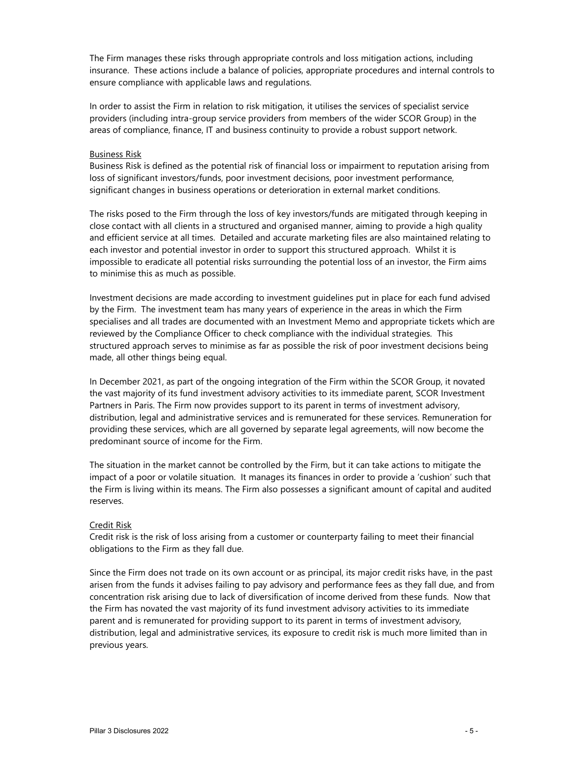The Firm manages these risks through appropriate controls and loss mitigation actions, including insurance. These actions include a balance of policies, appropriate procedures and internal controls to ensure compliance with applicable laws and regulations.

In order to assist the Firm in relation to risk mitigation, it utilises the services of specialist service providers (including intra-group service providers from members of the wider SCOR Group) in the areas of compliance, finance, IT and business continuity to provide a robust support network.

#### Business Risk

Business Risk is defined as the potential risk of financial loss or impairment to reputation arising from loss of significant investors/funds, poor investment decisions, poor investment performance, significant changes in business operations or deterioration in external market conditions.

The risks posed to the Firm through the loss of key investors/funds are mitigated through keeping in close contact with all clients in a structured and organised manner, aiming to provide a high quality and efficient service at all times. Detailed and accurate marketing files are also maintained relating to each investor and potential investor in order to support this structured approach. Whilst it is impossible to eradicate all potential risks surrounding the potential loss of an investor, the Firm aims to minimise this as much as possible.

Investment decisions are made according to investment guidelines put in place for each fund advised by the Firm. The investment team has many years of experience in the areas in which the Firm specialises and all trades are documented with an Investment Memo and appropriate tickets which are reviewed by the Compliance Officer to check compliance with the individual strategies. This structured approach serves to minimise as far as possible the risk of poor investment decisions being made, all other things being equal.

In December 2021, as part of the ongoing integration of the Firm within the SCOR Group, it novated the vast majority of its fund investment advisory activities to its immediate parent, SCOR Investment Partners in Paris. The Firm now provides support to its parent in terms of investment advisory, distribution, legal and administrative services and is remunerated for these services. Remuneration for providing these services, which are all governed by separate legal agreements, will now become the predominant source of income for the Firm.

The situation in the market cannot be controlled by the Firm, but it can take actions to mitigate the impact of a poor or volatile situation. It manages its finances in order to provide a 'cushion' such that the Firm is living within its means. The Firm also possesses a significant amount of capital and audited reserves.

#### Credit Risk

Credit risk is the risk of loss arising from a customer or counterparty failing to meet their financial obligations to the Firm as they fall due.

Since the Firm does not trade on its own account or as principal, its major credit risks have, in the past arisen from the funds it advises failing to pay advisory and performance fees as they fall due, and from concentration risk arising due to lack of diversification of income derived from these funds. Now that the Firm has novated the vast majority of its fund investment advisory activities to its immediate parent and is remunerated for providing support to its parent in terms of investment advisory, distribution, legal and administrative services, its exposure to credit risk is much more limited than in previous years.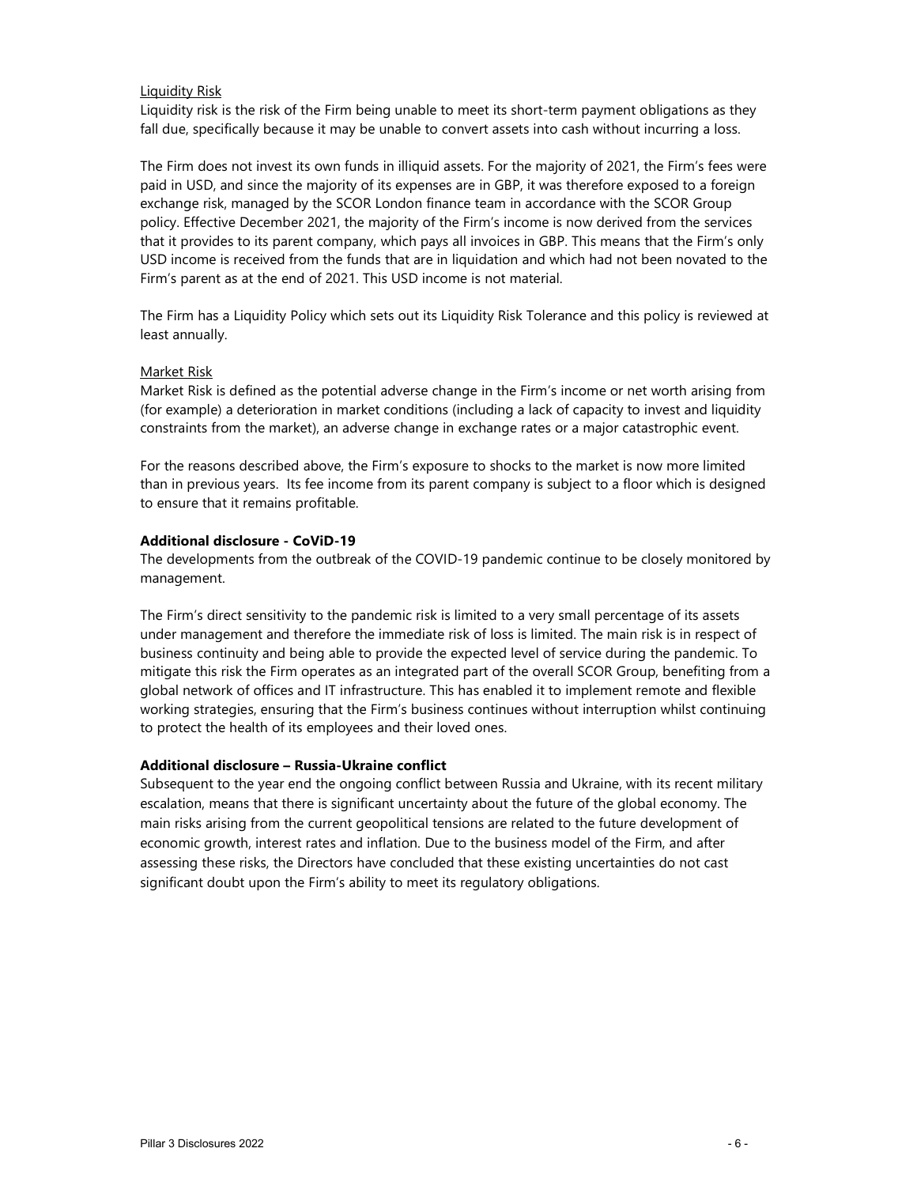Liquidity Risk

Liquidity risk is the risk of the Firm being unable to meet its short-term payment obligations as they fall due, specifically because it may be unable to convert assets into cash without incurring a loss.

The Firm does not invest its own funds in illiquid assets. For the majority of 2021, the Firm's fees were paid in USD, and since the majority of its expenses are in GBP, it was therefore exposed to a foreign exchange risk, managed by the SCOR London finance team in accordance with the SCOR Group policy. Effective December 2021, the majority of the Firm's income is now derived from the services that it provides to its parent company, which pays all invoices in GBP. This means that the Firm's only USD income is received from the funds that are in liquidation and which had not been novated to the Firm's parent as at the end of 2021. This USD income is not material.

The Firm has a Liquidity Policy which sets out its Liquidity Risk Tolerance and this policy is reviewed at least annually.

Market Risk

Market Risk is defined as the potential adverse change in the Firm's income or net worth arising from (for example) a deterioration in market conditions (including a lack of capacity to invest and liquidity constraints from the market), an adverse change in exchange rates or a major catastrophic event.

For the reasons described above, the Firm's exposure to shocks to the market is now more limited than in previous years. Its fee income from its parent company is subject to a floor which is designed to ensure that it remains profitable.

**Additional disclosure - CoViD-19**

The developments from the outbreak of the COVID-19 pandemic continue to be closely monitored by management.

The Firm's direct sensitivity to the pandemic risk is limited to a very small percentage of its assets under management and therefore the immediate risk of loss is limited. The main risk is in respect of business continuity and being able to provide the expected level of service during the pandemic. To mitigate this risk the Firm operates as an integrated part of the overall SCOR Group, benefiting from a global network of offices and IT infrastructure. This has enabled it to implement remote and flexible working strategies, ensuring that the Firm's business continues without interruption whilst continuing to protect the health of its employees and their loved ones.

**Additional disclosure – Russia-Ukraine conflict**

Subsequent to the year end the ongoing conflict between Russia and Ukraine, with its recent military escalation, means that there is significant uncertainty about the future of the global economy. The main risks arising from the current geopolitical tensions are related to the future development of economic growth, interest rates and inflation. Due to the business model of the Firm, and after assessing these risks, the Directors have concluded that these existing uncertainties do not cast significant doubt upon the Firm's ability to meet its regulatory obligations.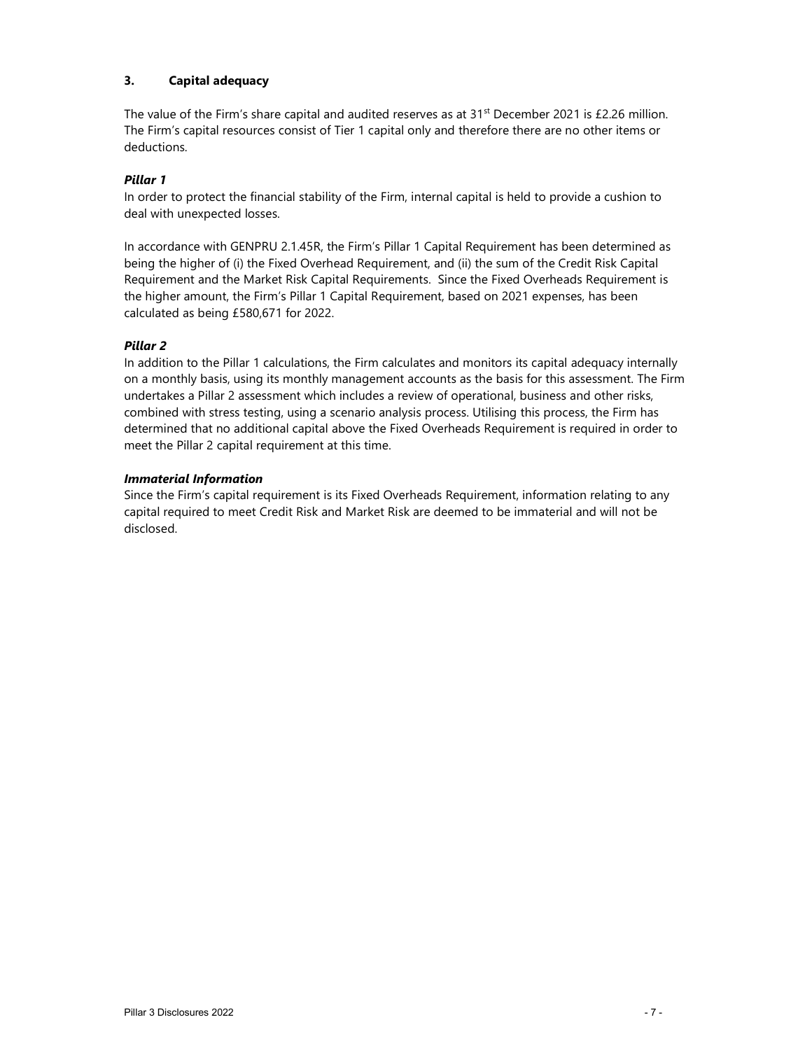## 3. Capital adequacy

The value of the Firm's share capital and audited reserves as at 31st December 2021 is £2.26 million. The Firm's capital resources consist of Tier 1 capital only and therefore there are no other items or deductions.

***Pillar 1***

In order to protect the financial stability of the Firm, internal capital is held to provide a cushion to deal with unexpected losses.

In accordance with GENPRU 2.1.45R, the Firm's Pillar 1 Capital Requirement has been determined as being the higher of (i) the Fixed Overhead Requirement, and (ii) the sum of the Credit Risk Capital Requirement and the Market Risk Capital Requirements. Since the Fixed Overheads Requirement is the higher amount, the Firm's Pillar 1 Capital Requirement, based on 2021 expenses, has been calculated as being £580,671 for 2022.

***Pillar 2***

In addition to the Pillar 1 calculations, the Firm calculates and monitors its capital adequacy internally on a monthly basis, using its monthly management accounts as the basis for this assessment. The Firm undertakes a Pillar 2 assessment which includes a review of operational, business and other risks, combined with stress testing, using a scenario analysis process. Utilising this process, the Firm has determined that no additional capital above the Fixed Overheads Requirement is required in order to meet the Pillar 2 capital requirement at this time.

***Immaterial Information***

Since the Firm's capital requirement is its Fixed Overheads Requirement, information relating to any capital required to meet Credit Risk and Market Risk are deemed to be immaterial and will not be disclosed.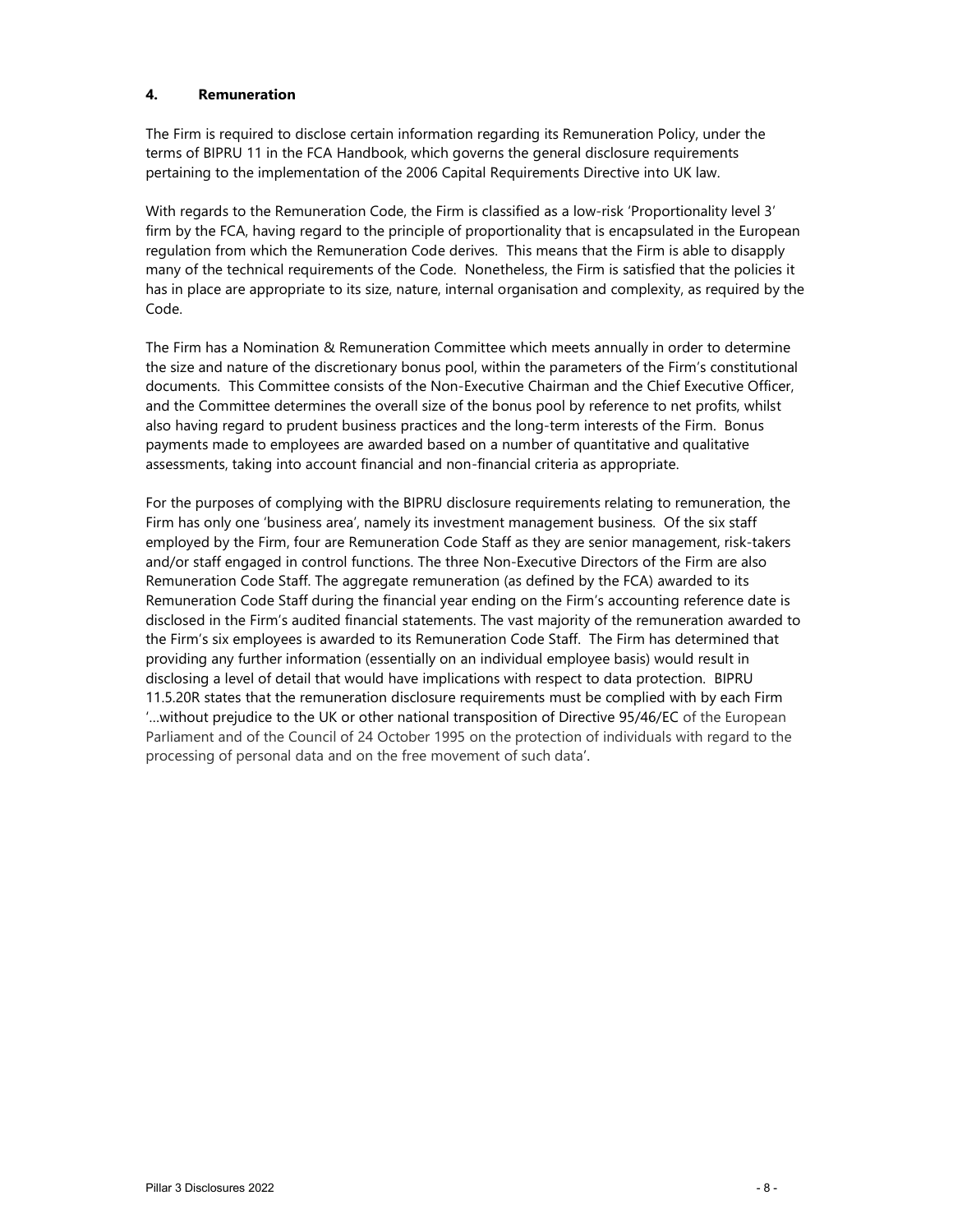## 4. Remuneration

The Firm is required to disclose certain information regarding its Remuneration Policy, under the terms of BIPRU 11 in the FCA Handbook, which governs the general disclosure requirements pertaining to the implementation of the 2006 Capital Requirements Directive into UK law.

With regards to the Remuneration Code, the Firm is classified as a low-risk 'Proportionality level 3' firm by the FCA, having regard to the principle of proportionality that is encapsulated in the European regulation from which the Remuneration Code derives. This means that the Firm is able to disapply many of the technical requirements of the Code. Nonetheless, the Firm is satisfied that the policies it has in place are appropriate to its size, nature, internal organisation and complexity, as required by the Code.

The Firm has a Nomination & Remuneration Committee which meets annually in order to determine the size and nature of the discretionary bonus pool, within the parameters of the Firm's constitutional documents. This Committee consists of the Non-Executive Chairman and the Chief Executive Officer, and the Committee determines the overall size of the bonus pool by reference to net profits, whilst also having regard to prudent business practices and the long-term interests of the Firm. Bonus payments made to employees are awarded based on a number of quantitative and qualitative assessments, taking into account financial and non-financial criteria as appropriate.

For the purposes of complying with the BIPRU disclosure requirements relating to remuneration, the Firm has only one 'business area', namely its investment management business. Of the six staff employed by the Firm, four are Remuneration Code Staff as they are senior management, risk-takers and/or staff engaged in control functions. The three Non-Executive Directors of the Firm are also Remuneration Code Staff. The aggregate remuneration (as defined by the FCA) awarded to its Remuneration Code Staff during the financial year ending on the Firm's accounting reference date is disclosed in the Firm's audited financial statements. The vast majority of the remuneration awarded to the Firm's six employees is awarded to its Remuneration Code Staff. The Firm has determined that providing any further information (essentially on an individual employee basis) would result in disclosing a level of detail that would have implications with respect to data protection. BIPRU 11.5.20R states that the remuneration disclosure requirements must be complied with by each Firm '…without prejudice to the UK or other national transposition of Directive 95/46/EC of the European Parliament and of the Council of 24 October 1995 on the protection of individuals with regard to the processing of personal data and on the free movement of such data'.